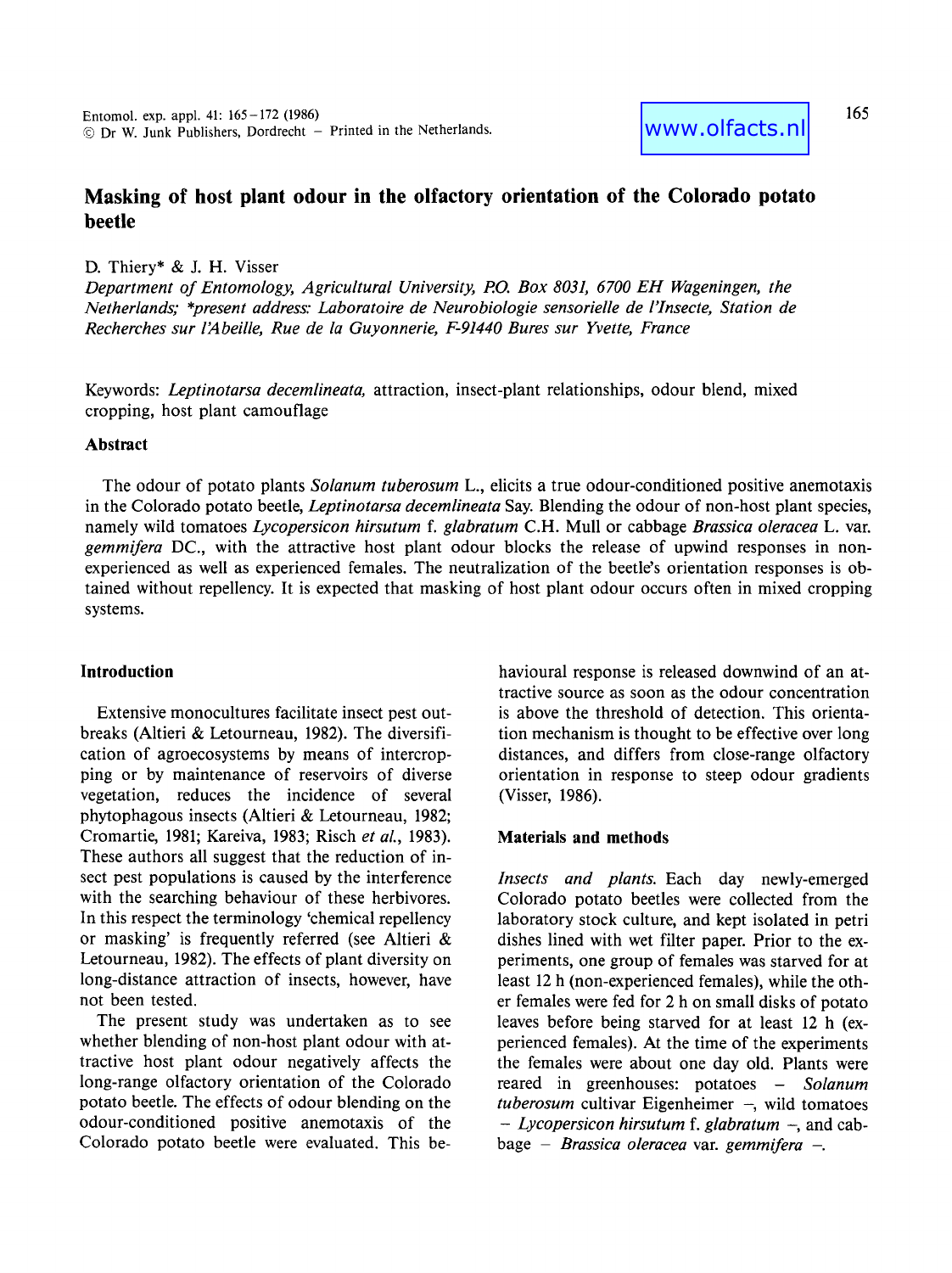# Masking of host plant odour in the olfactory orientation of the Colorado potato beetle

D. Thiery* & J. H. Visser

*Department of Entomology, Agricultural University, P.O. Box 8031, 6700 EH Wageningen, the Netherlands; \*present address: Laboratoire de Neurobiologie sensorielle de l'Insecte, Station de Recherches sur l'Abeille, Rue de la Guyonnerie, F-91440 Bures sur Yvette, France*

Keywords: *Leptinotarsa decemlineata*, attraction, insect-plant relationships, odour blend, mixed cropping, host plant camouflage

## Abstract

The odour of potato plants *Solanum tuberosum* L., elicits a true odour-conditioned positive anemotaxis in the Colorado potato beetle, *Leptinotarsa decemlineata* Say. Blending the odour of non-host plant species, namely wild tomatoes *Lycopersicon hirsutum* f. *glabratum* C.H. Mull or cabbage *Brassica oleracea* L. var. *gemmifera* DC., with the attractive host plant odour blocks the release of upwind responses in non-experienced as well as experienced females. The neutralization of the beetle's orientation responses is obtained without repellency. It is expected that masking of host plant odour occurs often in mixed cropping systems.

## Introduction

Extensive monocultures facilitate insect pest outbreaks (Altieri & Letourneau, 1982). The diversification of agroecosystems by means of intercropping or by maintenance of reservoirs of diverse vegetation, reduces the incidence of several phytophagous insects (Altieri & Letourneau, 1982; Cromartie, 1981; Kareiva, 1983; Risch *et al.*, 1983). These authors all suggest that the reduction of insect pest populations is caused by the interference with the searching behaviour of these herbivores. In this respect the terminology 'chemical repellency or masking' is frequently referred (see Altieri & Letourneau, 1982). The effects of plant diversity on long-distance attraction of insects, however, have not been tested.

The present study was undertaken as to see whether blending of non-host plant odour with attractive host plant odour negatively affects the long-range olfactory orientation of the Colorado potato beetle. The effects of odour blending on the odour-conditioned positive anemotaxis of the Colorado potato beetle were evaluated. This behavioural response is released downwind of an attractive source as soon as the odour concentration is above the threshold of detection. This orientation mechanism is thought to be effective over long distances, and differs from close-range olfactory orientation in response to steep odour gradients (Visser, 1986).

## Materials and methods

*Insects and plants.* Each day newly-emerged Colorado potato beetles were collected from the laboratory stock culture, and kept isolated in petri dishes lined with wet filter paper. Prior to the experiments, one group of females was starved for at least 12 h (non-experienced females), while the other females were fed for 2 h on small disks of potato leaves before being starved for at least 12 h (experienced females). At the time of the experiments the females were about one day old. Plants were reared in greenhouses: potatoes – *Solanum tuberosum* cultivar Eigenheimer –, wild tomatoes – *Lycopersicon hirsutum* f. *glabratum* –, and cabbage – *Brassica oleracea* var. *gemmifera* –.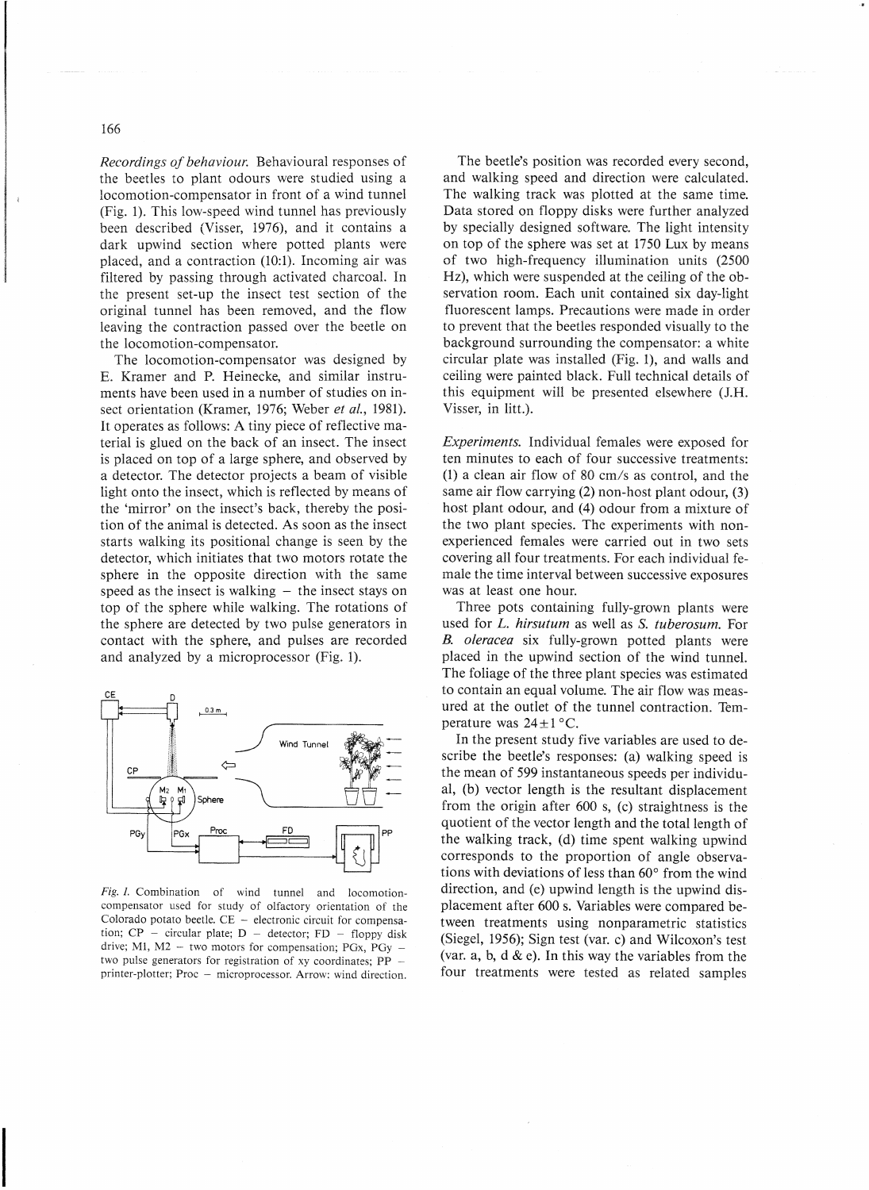*Recordings of behaviour.* Behavioural responses of the beetles to plant odours were studied using a locomotion-compensator in front of a wind tunnel (Fig. 1). This low-speed wind tunnel has previously been described (Visser, 1976), and it contains a dark upwind section where potted plants were placed, and a contraction (10:1). Incoming air was filtered by passing through activated charcoal. In the present set-up the insect test section of the original tunnel has been removed, and the flow leaving the contraction passed over the beetle on the locomotion-compensator.

The locomotion-compensator was designed by E. Kramer and P. Heinecke, and similar instruments have been used in a number of studies on insect orientation (Kramer, 1976; Weber *et al.*, 1981). It operates as follows: A tiny piece of reflective material is glued on the back of an insect. The insect is placed on top of a large sphere, and observed by a detector. The detector projects a beam of visible light onto the insect, which is reflected by means of the 'mirror' on the insect's back, thereby the position of the animal is detected. As soon as the insect starts walking its positional change is seen by the detector, which initiates that two motors rotate the sphere in the opposite direction with the same speed as the insect is walking – the insect stays on top of the sphere while walking. The rotations of the sphere are detected by two pulse generators in contact with the sphere, and pulses are recorded and analyzed by a microprocessor (Fig. 1).

*Fig. 1.* Combination of wind tunnel and locomotion-compensator used for study of olfactory orientation of the Colorado potato beetle. CE – electronic circuit for compensation; CP – circular plate; D – detector; FD – floppy disk drive; M1, M2 – two motors for compensation; PGx, PGy – two pulse generators for registration of xy coordinates; PP – printer-plotter; Proc – microprocessor. Arrow: wind direction.

The beetle's position was recorded every second, and walking speed and direction were calculated. The walking track was plotted at the same time. Data stored on floppy disks were further analyzed by specially designed software. The light intensity on top of the sphere was set at 1750 Lux by means of two high-frequency illumination units (2500 Hz), which were suspended at the ceiling of the observation room. Each unit contained six day-light fluorescent lamps. Precautions were made in order to prevent that the beetles responded visually to the background surrounding the compensator: a white circular plate was installed (Fig. 1), and walls and ceiling were painted black. Full technical details of this equipment will be presented elsewhere (J.H. Visser, in litt.).

*Experiments.* Individual females were exposed for ten minutes to each of four successive treatments: (1) a clean air flow of 80 cm/s as control, and the same air flow carrying (2) non-host plant odour, (3) host plant odour, and (4) odour from a mixture of the two plant species. The experiments with non-experienced females were carried out in two sets covering all four treatments. For each individual female the time interval between successive exposures was at least one hour.

Three pots containing fully-grown plants were used for *L. hirsutum* as well as *S. tuberosum*. For *B. oleracea* six fully-grown potted plants were placed in the upwind section of the wind tunnel. The foliage of the three plant species was estimated to contain an equal volume. The air flow was measured at the outlet of the tunnel contraction. Temperature was $24 \pm 1$ °C.

In the present study five variables are used to describe the beetle's responses: (a) walking speed is the mean of 599 instantaneous speeds per individual, (b) vector length is the resultant displacement from the origin after 600 s, (c) straightness is the quotient of the vector length and the total length of the walking track, (d) time spent walking upwind corresponds to the proportion of angle observations with deviations of less than 60° from the wind direction, and (e) upwind length is the upwind displacement after 600 s. Variables were compared between treatments using nonparametric statistics (Siegel, 1956); Sign test (var. c) and Wilcoxon's test (var. a, b, d & e). In this way the variables from the four treatments were tested as related samples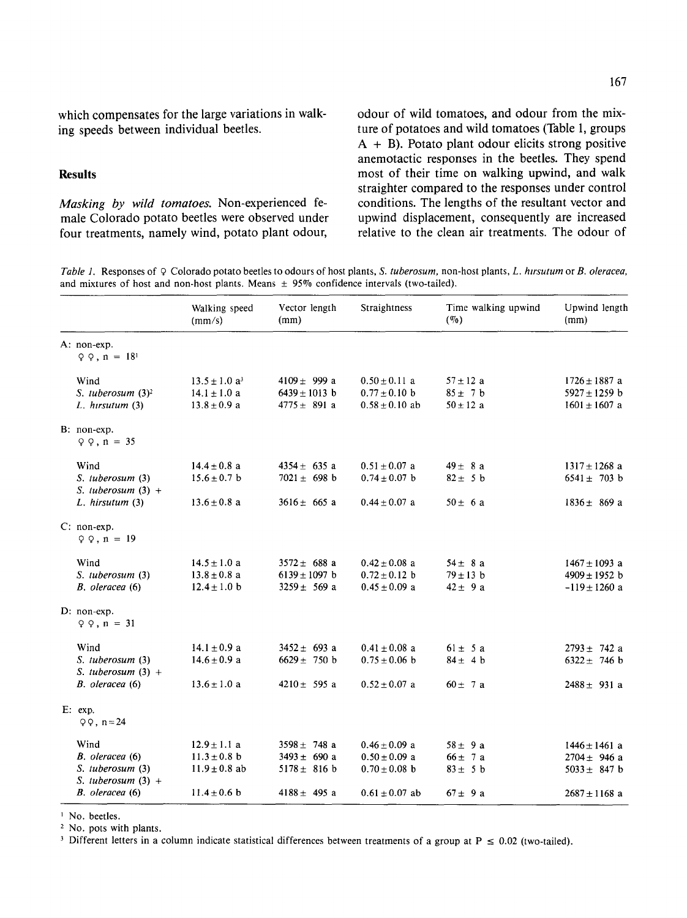which compensates for the large variations in walking speeds between individual beetles.

## Results

*Masking by wild tomatoes.* Non-experienced female Colorado potato beetles were observed under four treatments, namely wind, potato plant odour, odour of wild tomatoes, and odour from the mixture of potatoes and wild tomatoes (Table 1, groups A + B). Potato plant odour elicits strong positive anemotactic responses in the beetles. They spend most of their time on walking upwind, and walk straighter compared to the responses under control conditions. The lengths of the resultant vector and upwind displacement, consequently are increased relative to the clean air treatments. The odour of

*Table 1.* Responses of ♀ Colorado potato beetles to odours of host plants, *S. tuberosum*, non-host plants, *L. hirsutum* or *B. oleracea*, and mixtures of host and non-host plants. Means ± 95% confidence intervals (two-tailed).

| | Walking speed (mm/s) | Vector length (mm) | Straightness | Time walking upwind (%) | Upwind length (mm) |
|---|---|---|---|---|---|
| A: non-exp. ♀♀, n = 18[1] | | | | | |
| Wind | 13.5 ± 1.0 a[3] | 4109 ± 999 a | 0.50 ± 0.11 a | 57 ± 12 a | 1726 ± 1887 a |
| *S. tuberosum* (3)[2] | 14.1 ± 1.0 a | 6439 ± 1013 b | 0.77 ± 0.10 b | 85 ± 7 b | 5927 ± 1259 b |
| *L. hirsutum* (3) | 13.8 ± 0.9 a | 4775 ± 891 a | 0.58 ± 0.10 ab | 50 ± 12 a | 1601 ± 1607 a |
| B: non-exp. ♀♀, n = 35 | | | | | |
| Wind | 14.4 ± 0.8 a | 4354 ± 635 a | 0.51 ± 0.07 a | 49 ± 8 a | 1317 ± 1268 a |
| *S. tuberosum* (3) | 15.6 ± 0.7 b | 7021 ± 698 b | 0.74 ± 0.07 b | 82 ± 5 b | 6541 ± 703 b |
| *S. tuberosum* (3) + *L. hirsutum* (3) | 13.6 ± 0.8 a | 3616 ± 665 a | 0.44 ± 0.07 a | 50 ± 6 a | 1836 ± 869 a |
| C: non-exp. ♀♀, n = 19 | | | | | |
| Wind | 14.5 ± 1.0 a | 3572 ± 688 a | 0.42 ± 0.08 a | 54 ± 8 a | 1467 ± 1093 a |
| *S. tuberosum* (3) | 13.8 ± 0.8 a | 6139 ± 1097 b | 0.72 ± 0.12 b | 79 ± 13 b | 4909 ± 1952 b |
| *B. oleracea* (6) | 12.4 ± 1.0 b | 3259 ± 569 a | 0.45 ± 0.09 a | 42 ± 9 a | -119 ± 1260 a |
| D: non-exp. ♀♀, n = 31 | | | | | |
| Wind | 14.1 ± 0.9 a | 3452 ± 693 a | 0.41 ± 0.08 a | 61 ± 5 a | 2793 ± 742 a |
| *S. tuberosum* (3) | 14.6 ± 0.9 a | 6629 ± 750 b | 0.75 ± 0.06 b | 84 ± 4 b | 6322 ± 746 b |
| *S. tuberosum* (3) + *B. oleracea* (6) | 13.6 ± 1.0 a | 4210 ± 595 a | 0.52 ± 0.07 a | 60 ± 7 a | 2488 ± 931 a |
| E: exp. ♀♀, n = 24 | | | | | |
| Wind | 12.9 ± 1.1 a | 3598 ± 748 a | 0.46 ± 0.09 a | 58 ± 9 a | 1446 ± 1461 a |
| *B. oleracea* (6) | 11.3 ± 0.8 b | 3493 ± 690 a | 0.50 ± 0.09 a | 66 ± 7 a | 2704 ± 946 a |
| *S. tuberosum* (3) | 11.9 ± 0.8 ab | 5178 ± 816 b | 0.70 ± 0.08 b | 83 ± 5 b | 5033 ± 847 b |
| *S. tuberosum* (3) + *B. oleracea* (6) | 11.4 ± 0.6 b | 4188 ± 495 a | 0.61 ± 0.07 ab | 67 ± 9 a | 2687 ± 1168 a |

[1] No. beetles.
[2] No. pots with plants.
[3] Different letters in a column indicate statistical differences between treatments of a group at $P \leq 0.02$ (two-tailed).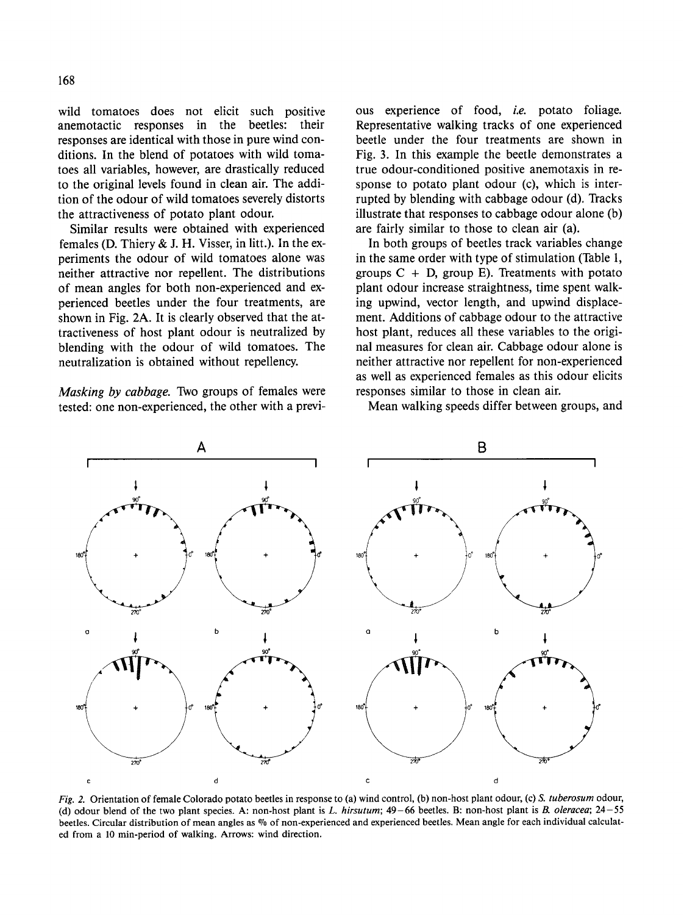wild tomatoes does not elicit such positive anemotactic responses in the beetles: their responses are identical with those in pure wind conditions. In the blend of potatoes with wild tomatoes all variables, however, are drastically reduced to the original levels found in clean air. The addition of the odour of wild tomatoes severely distorts the attractiveness of potato plant odour.

Similar results were obtained with experienced females (D. Thiery & J. H. Visser, in litt.). In the experiments the odour of wild tomatoes alone was neither attractive nor repellent. The distributions of mean angles for both non-experienced and experienced beetles under the four treatments, are shown in Fig. 2A. It is clearly observed that the attractiveness of host plant odour is neutralized by blending with the odour of wild tomatoes. The neutralization is obtained without repellency.

*Masking by cabbage.* Two groups of females were tested: one non-experienced, the other with a previous experience of food, *i.e.* potato foliage. Representative walking tracks of one experienced beetle under the four treatments are shown in Fig. 3. In this example the beetle demonstrates a true odour-conditioned positive anemotaxis in response to potato plant odour (c), which is interrupted by blending with cabbage odour (d). Tracks illustrate that responses to cabbage odour alone (b) are fairly similar to those to clean air (a).

In both groups of beetles track variables change in the same order with type of stimulation (Table 1, groups C + D, group E). Treatments with potato plant odour increase straightness, time spent walking upwind, vector length, and upwind displacement. Additions of cabbage odour to the attractive host plant, reduces all these variables to the original measures for clean air. Cabbage odour alone is neither attractive nor repellent for non-experienced as well as experienced females as this odour elicits responses similar to those in clean air.

Mean walking speeds differ between groups, and

*Fig. 2.* Orientation of female Colorado potato beetles in response to (a) wind control, (b) non-host plant odour, (c) *S. tuberosum* odour, (d) odour blend of the two plant species. A: non-host plant is *L. hirsutum*; 49–66 beetles. B: non-host plant is *B. oleracea*; 24–55 beetles. Circular distribution of mean angles as % of non-experienced and experienced beetles. Mean angle for each individual calculated from a 10 min-period of walking. Arrows: wind direction.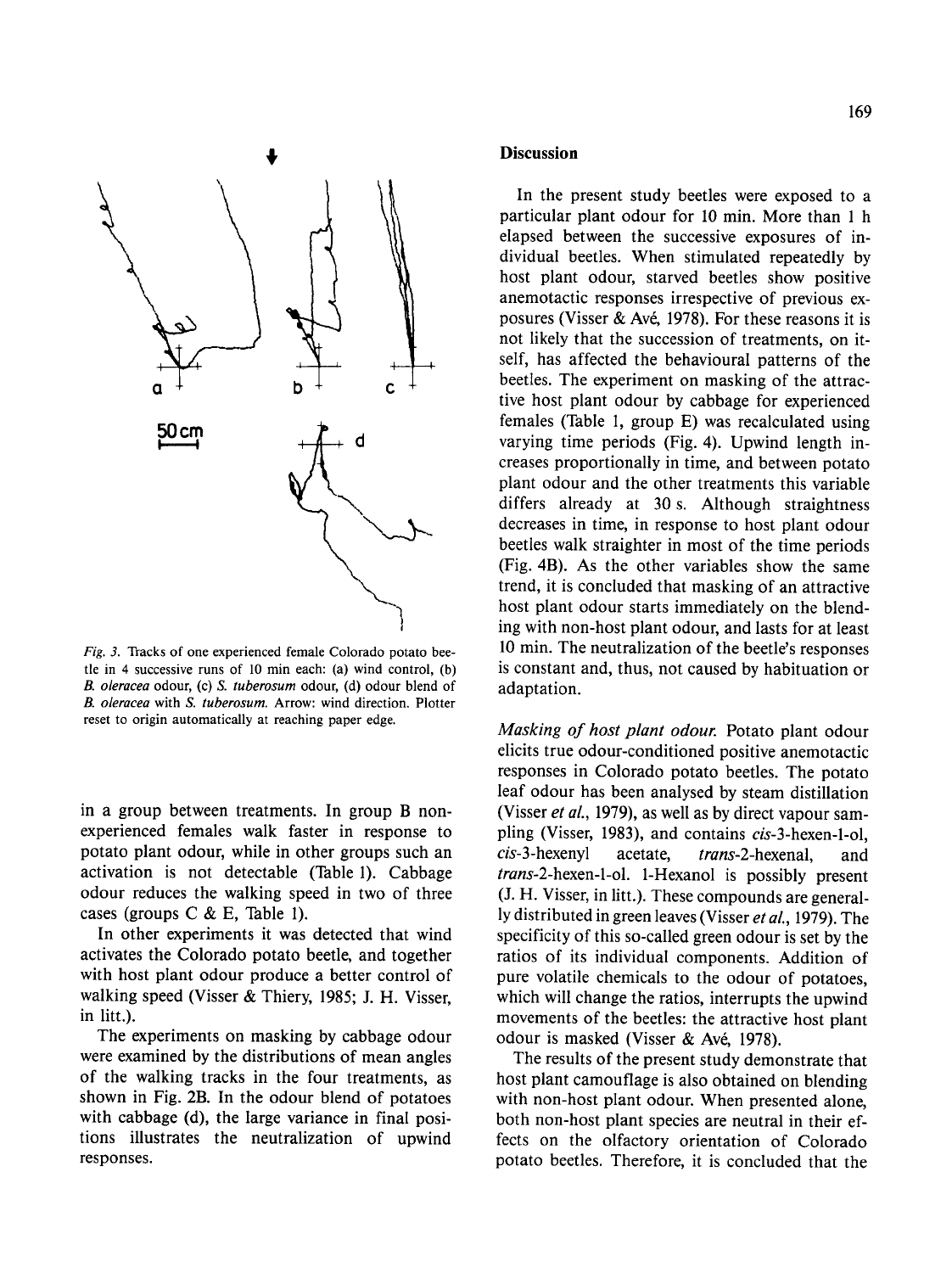Fig. 3. Tracks of one experienced female Colorado potato beetle in 4 successive runs of 10 min each: (a) wind control, (b) *B. oleracea* odour, (c) *S. tuberosum* odour, (d) odour blend of *B. oleracea* with *S. tuberosum*. Arrow: wind direction. Plotter reset to origin automatically at reaching paper edge.

in a group between treatments. In group B non-experienced females walk faster in response to potato plant odour, while in other groups such an activation is not detectable (Table 1). Cabbage odour reduces the walking speed in two of three cases (groups C & E, Table 1).

In other experiments it was detected that wind activates the Colorado potato beetle, and together with host plant odour produce a better control of walking speed (Visser & Thiery, 1985; J. H. Visser, in litt.).

The experiments on masking by cabbage odour were examined by the distributions of mean angles of the walking tracks in the four treatments, as shown in Fig. 2B. In the odour blend of potatoes with cabbage (d), the large variance in final positions illustrates the neutralization of upwind responses.

## Discussion

In the present study beetles were exposed to a particular plant odour for 10 min. More than 1 h elapsed between the successive exposures of individual beetles. When stimulated repeatedly by host plant odour, starved beetles show positive anemotactic responses irrespective of previous exposures (Visser & Avé, 1978). For these reasons it is not likely that the succession of treatments, on itself, has affected the behavioural patterns of the beetles. The experiment on masking of the attractive host plant odour by cabbage for experienced females (Table 1, group E) was recalculated using varying time periods (Fig. 4). Upwind length increases proportionally in time, and between potato plant odour and the other treatments this variable differs already at 30 s. Although straightness decreases in time, in response to host plant odour beetles walk straighter in most of the time periods (Fig. 4B). As the other variables show the same trend, it is concluded that masking of an attractive host plant odour starts immediately on the blending with non-host plant odour, and lasts for at least 10 min. The neutralization of the beetle's responses is constant and, thus, not caused by habituation or adaptation.

*Masking of host plant odour.* Potato plant odour elicits true odour-conditioned positive anemotactic responses in Colorado potato beetles. The potato leaf odour has been analysed by steam distillation (Visser *et al.*, 1979), as well as by direct vapour sampling (Visser, 1983), and contains *cis*-3-hexen-1-ol, *cis*-3-hexenyl acetate, *trans*-2-hexenal, and *trans*-2-hexen-1-ol. 1-Hexanol is possibly present (J. H. Visser, in litt.). These compounds are generally distributed in green leaves (Visser *et al.*, 1979). The specificity of this so-called green odour is set by the ratios of its individual components. Addition of pure volatile chemicals to the odour of potatoes, which will change the ratios, interrupts the upwind movements of the beetles: the attractive host plant odour is masked (Visser & Avé, 1978).

The results of the present study demonstrate that host plant camouflage is also obtained on blending with non-host plant odour. When presented alone, both non-host plant species are neutral in their effects on the olfactory orientation of Colorado potato beetles. Therefore, it is concluded that the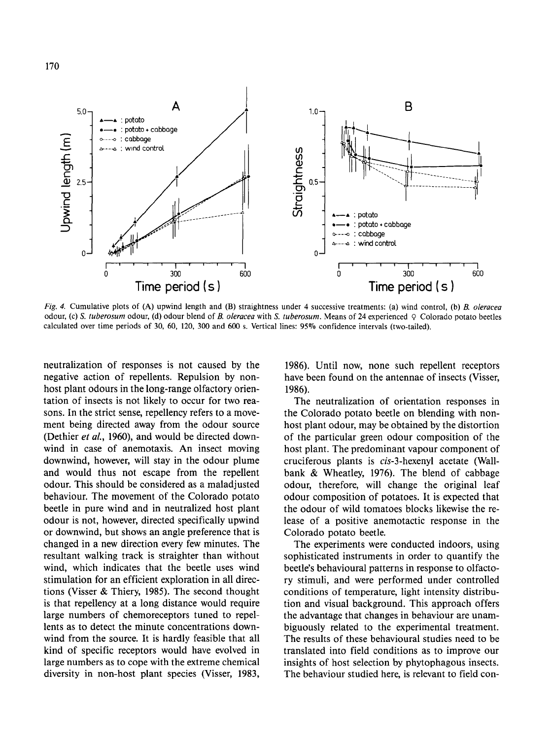Fig. 4. Cumulative plots of (A) upwind length and (B) straightness under 4 successive treatments: (a) wind control, (b) *B. oleracea* odour, (c) *S. tuberosum* odour, (d) odour blend of *B. oleracea* with *S. tuberosum*. Means of 24 experienced ♀ Colorado potato beetles calculated over time periods of 30, 60, 120, 300 and 600 s. Vertical lines: 95% confidence intervals (two-tailed).

neutralization of responses is not caused by the negative action of repellents. Repulsion by non-host plant odours in the long-range olfactory orientation of insects is not likely to occur for two reasons. In the strict sense, repellency refers to a movement being directed away from the odour source (Dethier *et al.*, 1960), and would be directed downwind in case of anemotaxis. An insect moving downwind, however, will stay in the odour plume and would thus not escape from the repellent odour. This should be considered as a maladjusted behaviour. The movement of the Colorado potato beetle in pure wind and in neutralized host plant odour is not, however, directed specifically upwind or downwind, but shows an angle preference that is changed in a new direction every few minutes. The resultant walking track is straighter than without wind, which indicates that the beetle uses wind stimulation for an efficient exploration in all directions (Visser & Thiery, 1985). The second thought is that repellency at a long distance would require large numbers of chemoreceptors tuned to repellents as to detect the minute concentrations downwind from the source. It is hardly feasible that all kind of specific receptors would have evolved in large numbers as to cope with the extreme chemical diversity in non-host plant species (Visser, 1983, 1986). Until now, none such repellent receptors have been found on the antennae of insects (Visser, 1986).

The neutralization of orientation responses in the Colorado potato beetle on blending with non-host plant odour, may be obtained by the distortion of the particular green odour composition of the host plant. The predominant vapour component of cruciferous plants is *cis*-3-hexenyl acetate (Wallbank & Wheatley, 1976). The blend of cabbage odour, therefore, will change the original leaf odour composition of potatoes. It is expected that the odour of wild tomatoes blocks likewise the release of a positive anemotactic response in the Colorado potato beetle.

The experiments were conducted indoors, using sophisticated instruments in order to quantify the beetle's behavioural patterns in response to olfactory stimuli, and were performed under controlled conditions of temperature, light intensity distribution and visual background. This approach offers the advantage that changes in behaviour are unambiguously related to the experimental treatment. The results of these behavioural studies need to be translated into field conditions as to improve our insights of host selection by phytophagous insects. The behaviour studied here, is relevant to field con-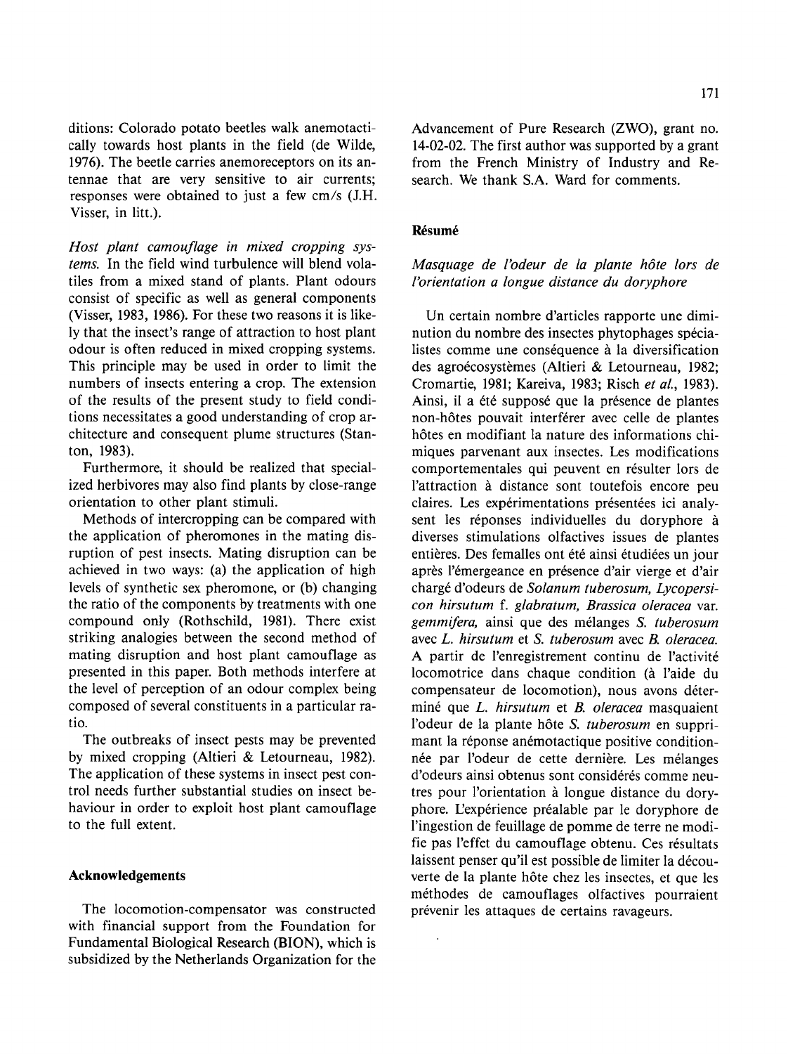ditions: Colorado potato beetles walk anemotactically towards host plants in the field (de Wilde, 1976). The beetle carries anemoreceptors on its antennae that are very sensitive to air currents; responses were obtained to just a few cm/s (J.H. Visser, in litt.).

*Host plant camouflage in mixed cropping systems.* In the field wind turbulence will blend volatiles from a mixed stand of plants. Plant odours consist of specific as well as general components (Visser, 1983, 1986). For these two reasons it is likely that the insect's range of attraction to host plant odour is often reduced in mixed cropping systems. This principle may be used in order to limit the numbers of insects entering a crop. The extension of the results of the present study to field conditions necessitates a good understanding of crop architecture and consequent plume structures (Stanton, 1983).

Furthermore, it should be realized that specialized herbivores may also find plants by close-range orientation to other plant stimuli.

Methods of intercropping can be compared with the application of pheromones in the mating disruption of pest insects. Mating disruption can be achieved in two ways: (a) the application of high levels of synthetic sex pheromone, or (b) changing the ratio of the components by treatments with one compound only (Rothschild, 1981). There exist striking analogies between the second method of mating disruption and host plant camouflage as presented in this paper. Both methods interfere at the level of perception of an odour complex being composed of several constituents in a particular ratio.

The outbreaks of insect pests may be prevented by mixed cropping (Altieri & Letourneau, 1982). The application of these systems in insect pest control needs further substantial studies on insect behaviour in order to exploit host plant camouflage to the full extent.

## Acknowledgements

The locomotion-compensator was constructed with financial support from the Foundation for Fundamental Biological Research (BION), which is subsidized by the Netherlands Organization for the Advancement of Pure Research (ZWO), grant no. 14-02-02. The first author was supported by a grant from the French Ministry of Industry and Research. We thank S.A. Ward for comments.

## Résumé

*Masquage de l'odeur de la plante hôte lors de l'orientation a longue distance du doryphore*

Un certain nombre d'articles rapporte une diminution du nombre des insectes phytophages spécialistes comme une conséquence à la diversification des agroécosystèmes (Altieri & Letourneau, 1982; Cromartie, 1981; Kareiva, 1983; Risch *et al.*, 1983). Ainsi, il a été supposé que la présence de plantes non-hôtes pouvait interférer avec celle de plantes hôtes en modifiant la nature des informations chimiques parvenant aux insectes. Les modifications comportementales qui peuvent en résulter lors de l'attraction à distance sont toutefois encore peu claires. Les expérimentations présentées ici analysent les réponses individuelles du doryphore à diverses stimulations olfactives issues de plantes entières. Des femalles ont été ainsi étudiées un jour après l'émergeance en présence d'air vierge et d'air chargé d'odeurs de *Solanum tuberosum*, *Lycopersicon hirsutum* f. *glabratum*, *Brassica oleracea* var. *gemmifera*, ainsi que des mélanges *S. tuberosum* avec *L. hirsutum* et *S. tuberosum* avec *B. oleracea*. A partir de l'enregistrement continu de l'activité locomotrice dans chaque condition (à l'aide du compensateur de locomotion), nous avons déterminé que *L. hirsutum* et *B. oleracea* masquaient l'odeur de la plante hôte *S. tuberosum* en supprimant la réponse anémotactique positive conditionnée par l'odeur de cette dernière. Les mélanges d'odeurs ainsi obtenus sont considérés comme neutres pour l'orientation à longue distance du doryphore. L'expérience préalable par le doryphore de l'ingestion de feuillage de pomme de terre ne modifie pas l'effet du camouflage obtenu. Ces résultats laissent penser qu'il est possible de limiter la découverte de la plante hôte chez les insectes, et que les méthodes de camouflages olfactives pourraient prévenir les attaques de certains ravageurs.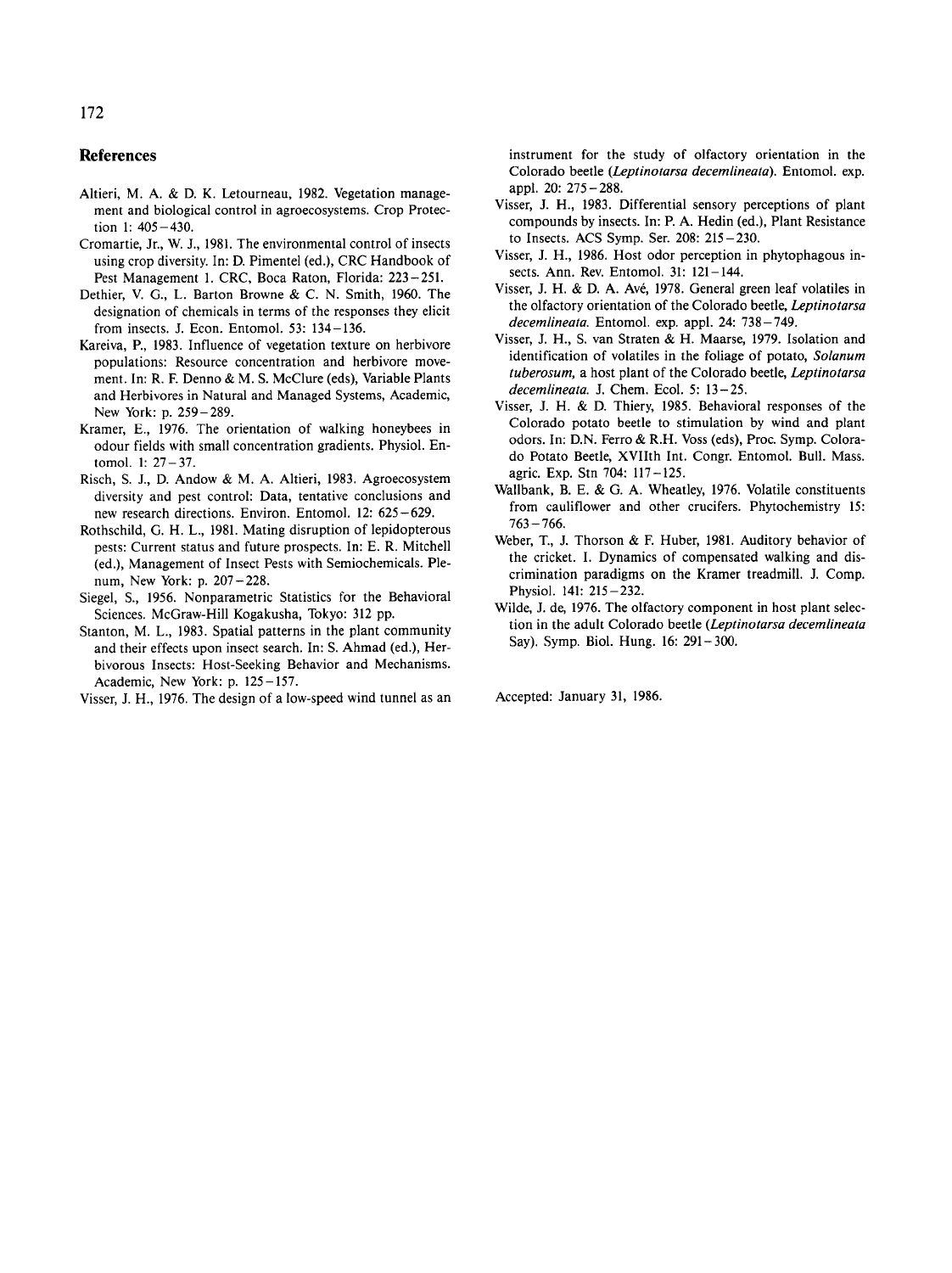## References

Altieri, M. A. & D. K. Letourneau, 1982. Vegetation management and biological control in agroecosystems. Crop Protection 1: 405–430.

Cromartie, Jr., W. J., 1981. The environmental control of insects using crop diversity. In: D. Pimentel (ed.), CRC Handbook of Pest Management 1. CRC, Boca Raton, Florida: 223–251.

Dethier, V. G., L. Barton Browne & C. N. Smith, 1960. The designation of chemicals in terms of the responses they elicit from insects. J. Econ. Entomol. 53: 134–136.

Kareiva, P., 1983. Influence of vegetation texture on herbivore populations: Resource concentration and herbivore movement. In: R. F. Denno & M. S. McClure (eds), Variable Plants and Herbivores in Natural and Managed Systems, Academic, New York: p. 259–289.

Kramer, E., 1976. The orientation of walking honeybees in odour fields with small concentration gradients. Physiol. Entomol. 1: 27–37.

Risch, S. J., D. Andow & M. A. Altieri, 1983. Agroecosystem diversity and pest control: Data, tentative conclusions and new research directions. Environ. Entomol. 12: 625–629.

Rothschild, G. H. L., 1981. Mating disruption of lepidopterous pests: Current status and future prospects. In: E. R. Mitchell (ed.), Management of Insect Pests with Semiochemicals. Plenum, New York: p. 207–228.

Siegel, S., 1956. Nonparametric Statistics for the Behavioral Sciences. McGraw-Hill Kogakusha, Tokyo: 312 pp.

Stanton, M. L., 1983. Spatial patterns in the plant community and their effects upon insect search. In: S. Ahmad (ed.), Herbivorous Insects: Host-Seeking Behavior and Mechanisms. Academic, New York: p. 125–157.

Visser, J. H., 1976. The design of a low-speed wind tunnel as an instrument for the study of olfactory orientation in the Colorado beetle (*Leptinotarsa decemlineata*). Entomol. exp. appl. 20: 275–288.

Visser, J. H., 1983. Differential sensory perceptions of plant compounds by insects. In: P. A. Hedin (ed.), Plant Resistance to Insects. ACS Symp. Ser. 208: 215–230.

Visser, J. H., 1986. Host odor perception in phytophagous insects. Ann. Rev. Entomol. 31: 121–144.

Visser, J. H. & D. A. Avé, 1978. General green leaf volatiles in the olfactory orientation of the Colorado beetle, *Leptinotarsa decemlineata*. Entomol. exp. appl. 24: 738–749.

Visser, J. H., S. van Straten & H. Maarse, 1979. Isolation and identification of volatiles in the foliage of potato, *Solanum tuberosum*, a host plant of the Colorado beetle, *Leptinotarsa decemlineata*. J. Chem. Ecol. 5: 13–25.

Visser, J. H. & D. Thiery, 1985. Behavioral responses of the Colorado potato beetle to stimulation by wind and plant odors. In: D.N. Ferro & R.H. Voss (eds), Proc. Symp. Colorado Potato Beetle, XVIIth Int. Congr. Entomol. Bull. Mass. agric. Exp. Stn 704: 117–125.

Wallbank, B. E. & G. A. Wheatley, 1976. Volatile constituents from cauliflower and other crucifers. Phytochemistry 15: 763–766.

Weber, T., J. Thorson & F. Huber, 1981. Auditory behavior of the cricket. I. Dynamics of compensated walking and discrimination paradigms on the Kramer treadmill. J. Comp. Physiol. 141: 215–232.

Wilde, J. de, 1976. The olfactory component in host plant selection in the adult Colorado beetle (*Leptinotarsa decemlineata* Say). Symp. Biol. Hung. 16: 291–300.

Accepted: January 31, 1986.